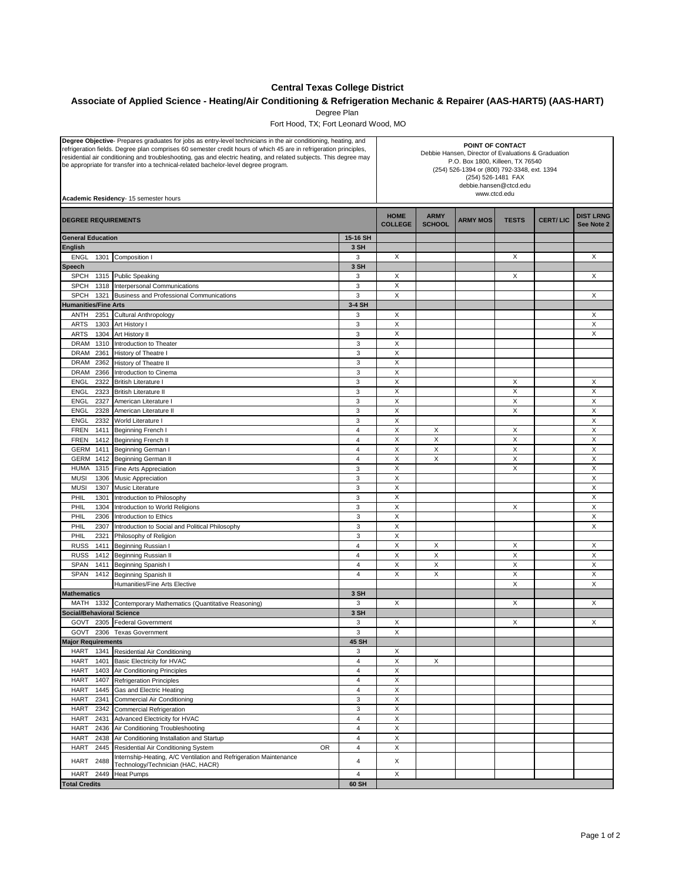# Central Texas College District

## Associate of Applied Science - Heating/Air Conditioning & Refrigeration Mechanic & Repairer (AAS-HART5) (AAS-HART)

Degree Plan

Fort Hood, TX; Fort Leonard Wood, MO

**Degree Objective**- Prepares graduates for jobs as entry-level technicians in the air conditioning, heating, and refrigeration fields. Degree plan comprises 60 semester credit hours of which 45 are in refrigeration principles, residential air conditioning and troubleshooting, gas and electric heating, and related subjects. This degree may be appropriate for transfer into a technical-related bachelor-level degree program.

**Academic Residency**- 15 semester hours

**POINT OF CONTACT**
Debbie Hansen, Director of Evaluations & Graduation
P.O. Box 1800, Killeen, TX 76540
(254) 526-1394 or (800) 792-3348, ext. 1394
(254) 526-1481 FAX
debbie.hansen@ctcd.edu
www.ctcd.edu

| DEGREE REQUIREMENTS | | | SH | HOME COLLEGE | ARMY SCHOOL | ARMY MOS | TESTS | CERT/ LIC | DIST LRNG See Note 2 |
|---|---|---|---|---|---|---|---|---|---|
| **General Education** | | | **15-16 SH** | | | | | | |
| **English** | | | **3 SH** | | | | | | |
| ENGL | 1301 | Composition I | 3 | X | | | X | | X |
| **Speech** | | | **3 SH** | | | | | | |
| SPCH | 1315 | Public Speaking | 3 | X | | | X | | X |
| SPCH | 1318 | Interpersonal Communications | 3 | X | | | | | |
| SPCH | 1321 | Business and Professional Communications | 3 | X | | | | | X |
| **Humanities/Fine Arts** | | | **3-4 SH** | | | | | | |
| ANTH | 2351 | Cultural Anthropology | 3 | X | | | | | X |
| ARTS | 1303 | Art History I | 3 | X | | | | | X |
| ARTS | 1304 | Art History II | 3 | X | | | | | X |
| DRAM | 1310 | Introduction to Theater | 3 | X | | | | | |
| DRAM | 2361 | History of Theatre I | 3 | X | | | | | |
| DRAM | 2362 | History of Theatre II | 3 | X | | | | | |
| DRAM | 2366 | Introduction to Cinema | 3 | X | | | | | |
| ENGL | 2322 | British Literature I | 3 | X | | | X | | X |
| ENGL | 2323 | British Literature II | 3 | X | | | X | | X |
| ENGL | 2327 | American Literature I | 3 | X | | | X | | X |
| ENGL | 2328 | American Literature II | 3 | X | | | X | | X |
| ENGL | 2332 | World Literature I | 3 | X | | | | | X |
| FREN | 1411 | Beginning French I | 4 | X | X | | X | | X |
| FREN | 1412 | Beginning French II | 4 | X | X | | X | | X |
| GERM | 1411 | Beginning German I | 4 | X | X | | X | | X |
| GERM | 1412 | Beginning German II | 4 | X | X | | X | | X |
| HUMA | 1315 | Fine Arts Appreciation | 3 | X | | | X | | X |
| MUSI | 1306 | Music Appreciation | 3 | X | | | | | X |
| MUSI | 1307 | Music Literature | 3 | X | | | | | X |
| PHIL | 1301 | Introduction to Philosophy | 3 | X | | | | | X |
| PHIL | 1304 | Introduction to World Religions | 3 | X | | | X | | X |
| PHIL | 2306 | Introduction to Ethics | 3 | X | | | | | X |
| PHIL | 2307 | Introduction to Social and Political Philosophy | 3 | X | | | | | X |
| PHIL | 2321 | Philosophy of Religion | 3 | X | | | | | |
| RUSS | 1411 | Beginning Russian I | 4 | X | X | | X | | X |
| RUSS | 1412 | Beginning Russian II | 4 | X | X | | X | | X |
| SPAN | 1411 | Beginning Spanish I | 4 | X | X | | X | | X |
| SPAN | 1412 | Beginning Spanish II | 4 | X | X | | X | | X |
| | | Humanities/Fine Arts Elective | | | | | X | | X |
| **Mathematics** | | | **3 SH** | | | | | | |
| MATH | 1332 | Contemporary Mathematics (Quantitative Reasoning) | 3 | X | | | X | | X |
| **Social/Behavioral Science** | | | **3 SH** | | | | | | |
| GOVT | 2305 | Federal Government | 3 | X | | | X | | X |
| GOVT | 2306 | Texas Government | 3 | X | | | | | |
| **Major Requirements** | | | **45 SH** | | | | | | |
| HART | 1341 | Residential Air Conditioning | 3 | X | | | | | |
| HART | 1401 | Basic Electricity for HVAC | 4 | X | X | | | | |
| HART | 1403 | Air Conditioning Principles | 4 | X | | | | | |
| HART | 1407 | Refrigeration Principles | 4 | X | | | | | |
| HART | 1445 | Gas and Electric Heating | 4 | X | | | | | |
| HART | 2341 | Commercial Air Conditioning | 3 | X | | | | | |
| HART | 2342 | Commercial Refrigeration | 3 | X | | | | | |
| HART | 2431 | Advanced Electricity for HVAC | 4 | X | | | | | |
| HART | 2436 | Air Conditioning Troubleshooting | 4 | X | | | | | |
| HART | 2438 | Air Conditioning Installation and Startup | 4 | X | | | | | |
| HART | 2445 | Residential Air Conditioning System OR | 4 | X | | | | | |
| HART | 2488 | Internship-Heating, A/C Ventilation and Refrigeration Maintenance Technology/Technician (HAC, HACR) | 4 | X | | | | | |
| HART | 2449 | Heat Pumps | 4 | X | | | | | |
| **Total Credits** | | | **60 SH** | | | | | | |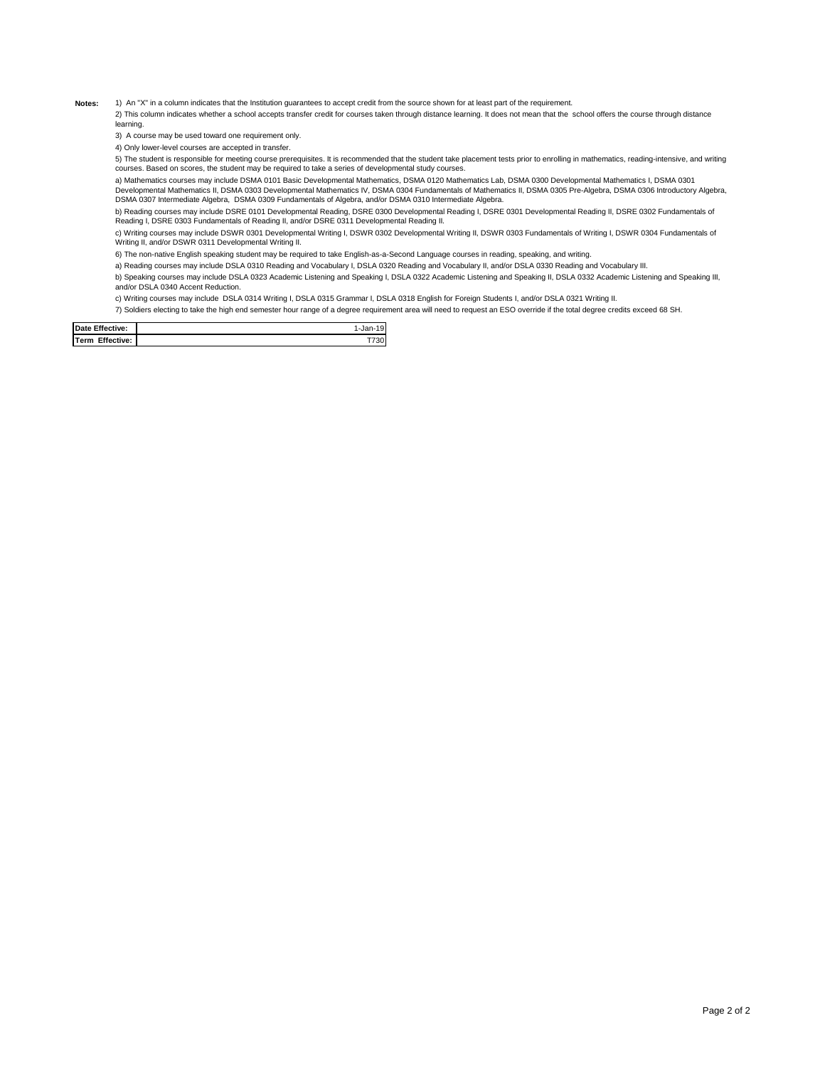**Notes:**

1) An "X" in a column indicates that the Institution guarantees to accept credit from the source shown for at least part of the requirement.

2) This column indicates whether a school accepts transfer credit for courses taken through distance learning. It does not mean that the school offers the course through distance learning.

3) A course may be used toward one requirement only.

4) Only lower-level courses are accepted in transfer.

5) The student is responsible for meeting course prerequisites. It is recommended that the student take placement tests prior to enrolling in mathematics, reading-intensive, and writing courses. Based on scores, the student may be required to take a series of developmental study courses.

a) Mathematics courses may include DSMA 0101 Basic Developmental Mathematics, DSMA 0120 Mathematics Lab, DSMA 0300 Developmental Mathematics I, DSMA 0301 Developmental Mathematics II, DSMA 0303 Developmental Mathematics IV, DSMA 0304 Fundamentals of Mathematics II, DSMA 0305 Pre-Algebra, DSMA 0306 Introductory Algebra, DSMA 0307 Intermediate Algebra, DSMA 0309 Fundamentals of Algebra, and/or DSMA 0310 Intermediate Algebra.

b) Reading courses may include DSRE 0101 Developmental Reading, DSRE 0300 Developmental Reading I, DSRE 0301 Developmental Reading II, DSRE 0302 Fundamentals of Reading I, DSRE 0303 Fundamentals of Reading II, and/or DSRE 0311 Developmental Reading II.

c) Writing courses may include DSWR 0301 Developmental Writing I, DSWR 0302 Developmental Writing II, DSWR 0303 Fundamentals of Writing I, DSWR 0304 Fundamentals of Writing II, and/or DSWR 0311 Developmental Writing II.

6) The non-native English speaking student may be required to take English-as-a-Second Language courses in reading, speaking, and writing.

a) Reading courses may include DSLA 0310 Reading and Vocabulary I, DSLA 0320 Reading and Vocabulary II, and/or DSLA 0330 Reading and Vocabulary III.

b) Speaking courses may include DSLA 0323 Academic Listening and Speaking I, DSLA 0322 Academic Listening and Speaking II, DSLA 0332 Academic Listening and Speaking III, and/or DSLA 0340 Accent Reduction.

c) Writing courses may include DSLA 0314 Writing I, DSLA 0315 Grammar I, DSLA 0318 English for Foreign Students I, and/or DSLA 0321 Writing II.

7) Soldiers electing to take the high end semester hour range of a degree requirement area will need to request an ESO override if the total degree credits exceed 68 SH.

| | |
|---|---|
| **Date Effective:** | 1-Jan-19 |
| **Term Effective:** | T730 |